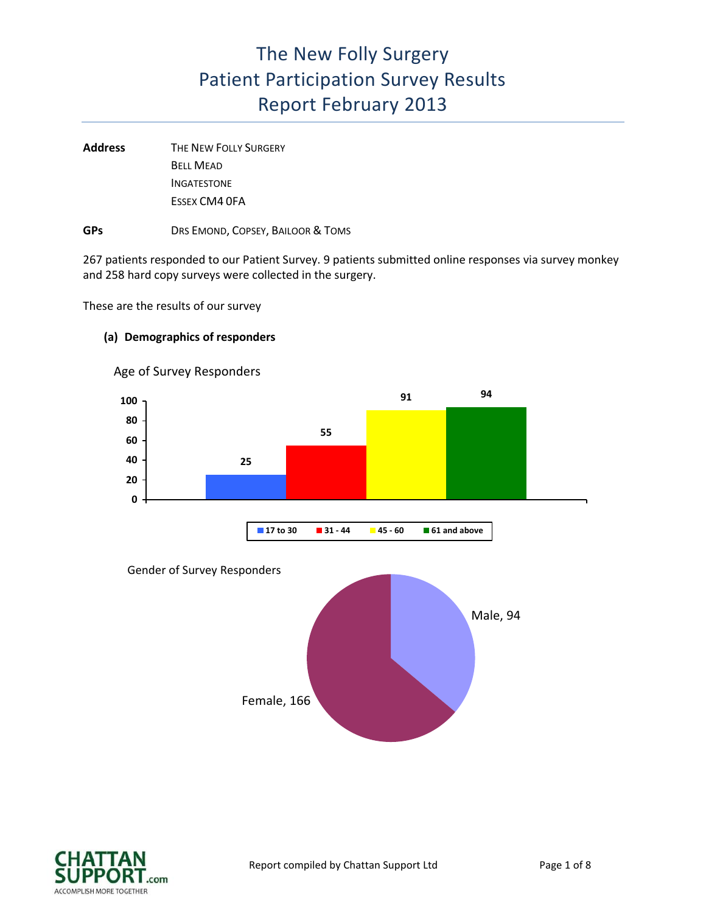# The New Folly Surgery
# Patient Participation Survey Results
# Report February 2013

**Address** THE NEW FOLLY SURGERY
BELL MEAD
INGATESTONE
ESSEX CM4 0FA

**GPs** DRS EMOND, COPSEY, BAILOOR & TOMS

267 patients responded to our Patient Survey. 9 patients submitted online responses via survey monkey and 258 hard copy surveys were collected in the surgery.

These are the results of our survey

**(a) Demographics of responders**

Age of Survey Responders

| Age | Responders |
|---|---|
| 17 to 30 | 25 |
| 31 - 44 | 55 |
| 45 - 60 | 91 |
| 61 and above | 94 |

Gender of Survey Responders

| Gender | Responders |
|---|---|
| Male | 94 |
| Female | 166 |

Report compiled by Chattan Support Ltd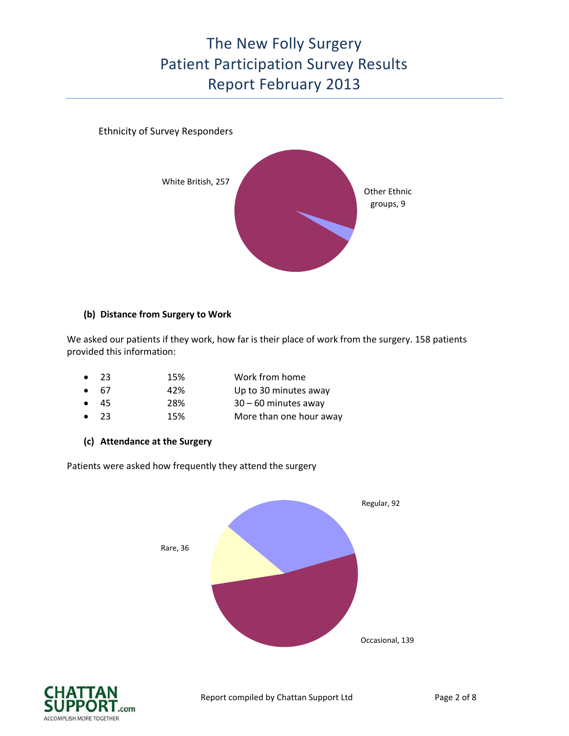# The New Folly Surgery
# Patient Participation Survey Results
# Report February 2013

Ethnicity of Survey Responders

White British, 257

Other Ethnic groups, 9

**(b) Distance from Surgery to Work**

We asked our patients if they work, how far is their place of work from the surgery. 158 patients provided this information:

- 23 15% Work from home
- 67 42% Up to 30 minutes away
- 45 28% 30 – 60 minutes away
- 23 15% More than one hour away

**(c) Attendance at the Surgery**

Patients were asked how frequently they attend the surgery

Regular, 92

Rare, 36

Occasional, 139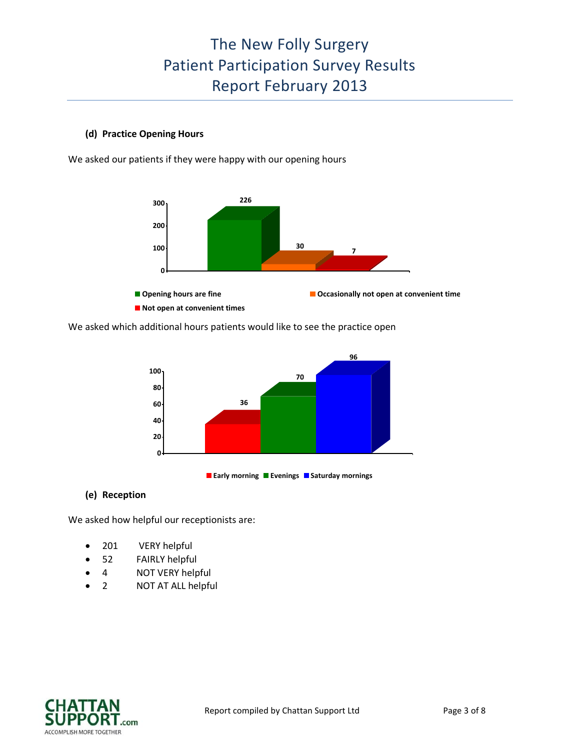# The New Folly Surgery
# Patient Participation Survey Results
# Report February 2013

**(d) Practice Opening Hours**

We asked our patients if they were happy with our opening hours

| Response | Count |
|---|---|
| Opening hours are fine | 226 |
| Occasionally not open at convenient time | 30 |
| Not open at convenient times | 7 |

We asked which additional hours patients would like to see the practice open

| Additional hours | Count |
|---|---|
| Early morning | 36 |
| Evenings | 70 |
| Saturday mornings | 96 |

**(e) Reception**

We asked how helpful our receptionists are:

- 201 VERY helpful
- 52 FAIRLY helpful
- 4 NOT VERY helpful
- 2 NOT AT ALL helpful

Report compiled by Chattan Support Ltd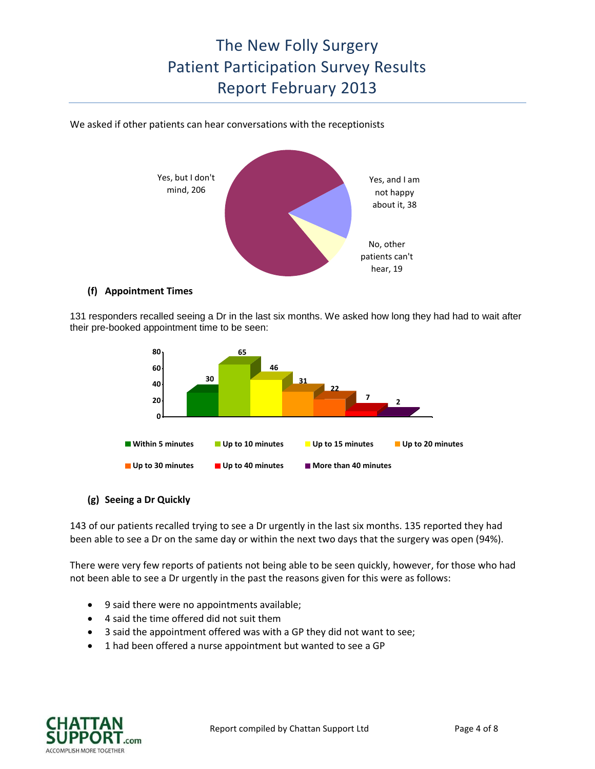# The New Folly Surgery
# Patient Participation Survey Results
# Report February 2013

We asked if other patients can hear conversations with the receptionists

Yes, but I don't mind, 206

Yes, and I am not happy about it, 38

No, other patients can't hear, 19

### (f) Appointment Times

131 responders recalled seeing a Dr in the last six months. We asked how long they had had to wait after their pre-booked appointment time to be seen:

| Wait time | Responders |
|---|---|
| Within 5 minutes | 30 |
| Up to 10 minutes | 65 |
| Up to 15 minutes | 46 |
| Up to 20 minutes | 31 |
| Up to 30 minutes | 22 |
| Up to 40 minutes | 7 |
| More than 40 minutes | 2 |

### (g) Seeing a Dr Quickly

143 of our patients recalled trying to see a Dr urgently in the last six months. 135 reported they had been able to see a Dr on the same day or within the next two days that the surgery was open (94%).

There were very few reports of patients not being able to be seen quickly, however, for those who had not been able to see a Dr urgently in the past the reasons given for this were as follows:

- 9 said there were no appointments available;
- 4 said the time offered did not suit them
- 3 said the appointment offered was with a GP they did not want to see;
- 1 had been offered a nurse appointment but wanted to see a GP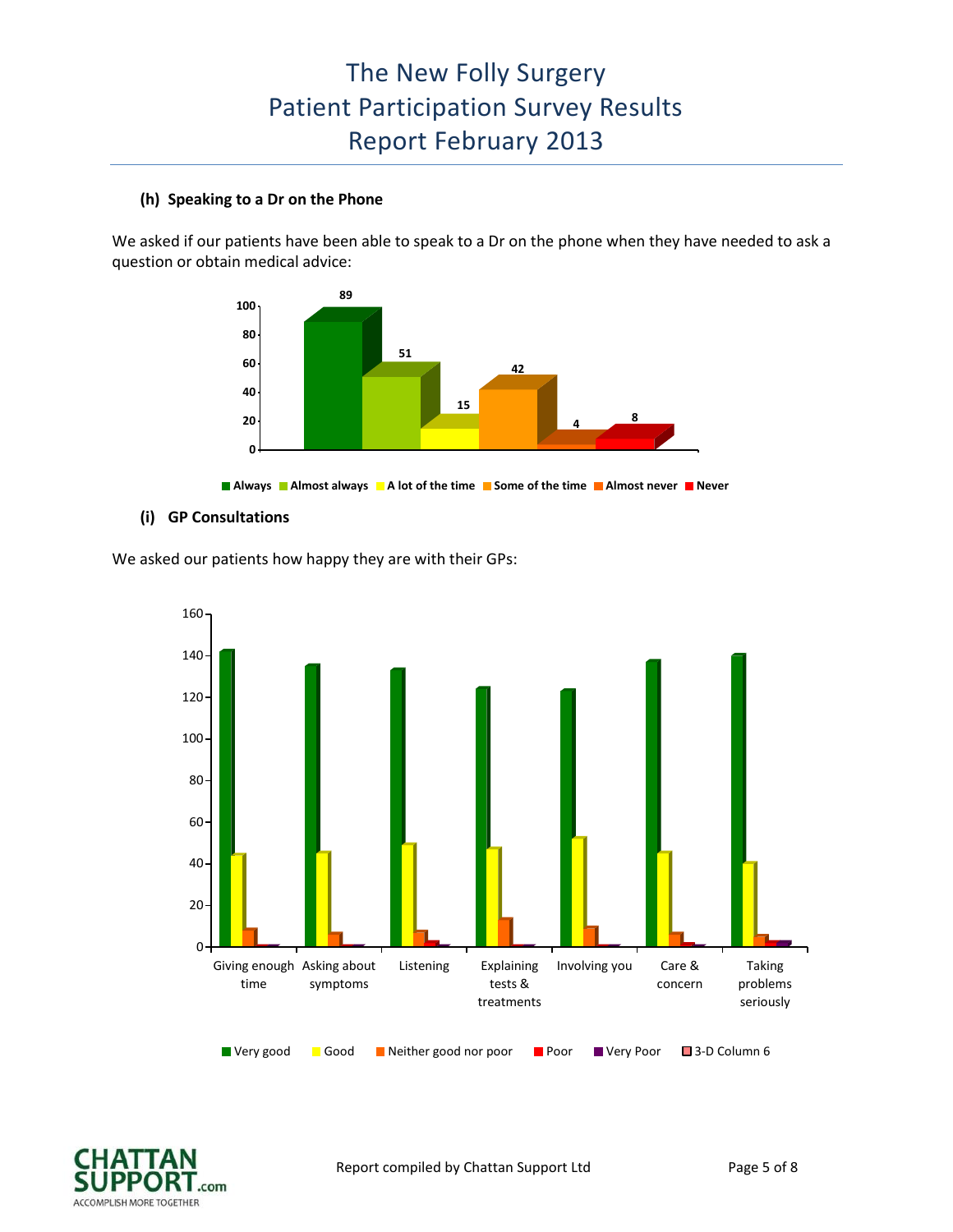# The New Folly Surgery
# Patient Participation Survey Results
# Report February 2013

**(h) Speaking to a Dr on the Phone**

We asked if our patients have been able to speak to a Dr on the phone when they have needed to ask a question or obtain medical advice:

| Always | Almost always | A lot of the time | Some of the time | Almost never | Never |
|---|---|---|---|---|---|
| 89 | 51 | 15 | 42 | 4 | 8 |

**(i) GP Consultations**

We asked our patients how happy they are with their GPs:

Chart categories: Giving enough time, Asking about symptoms, Listening, Explaining tests & treatments, Involving you, Care & concern, Taking problems seriously

Legend: Very good, Good, Neither good nor poor, Poor, Very Poor, 3-D Column 6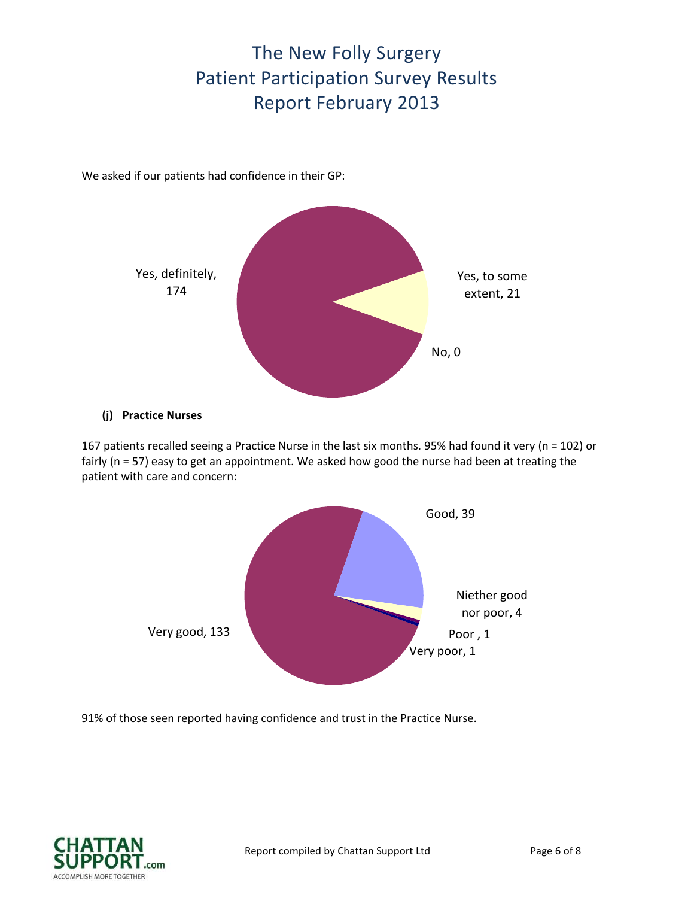We asked if our patients had confidence in their GP:

Yes, definitely, 174

Yes, to some extent, 21

No, 0

**(j) Practice Nurses**

167 patients recalled seeing a Practice Nurse in the last six months. 95% had found it very (n = 102) or fairly (n = 57) easy to get an appointment. We asked how good the nurse had been at treating the patient with care and concern:

Good, 39

Niether good nor poor, 4

Poor , 1

Very poor, 1

Very good, 133

91% of those seen reported having confidence and trust in the Practice Nurse.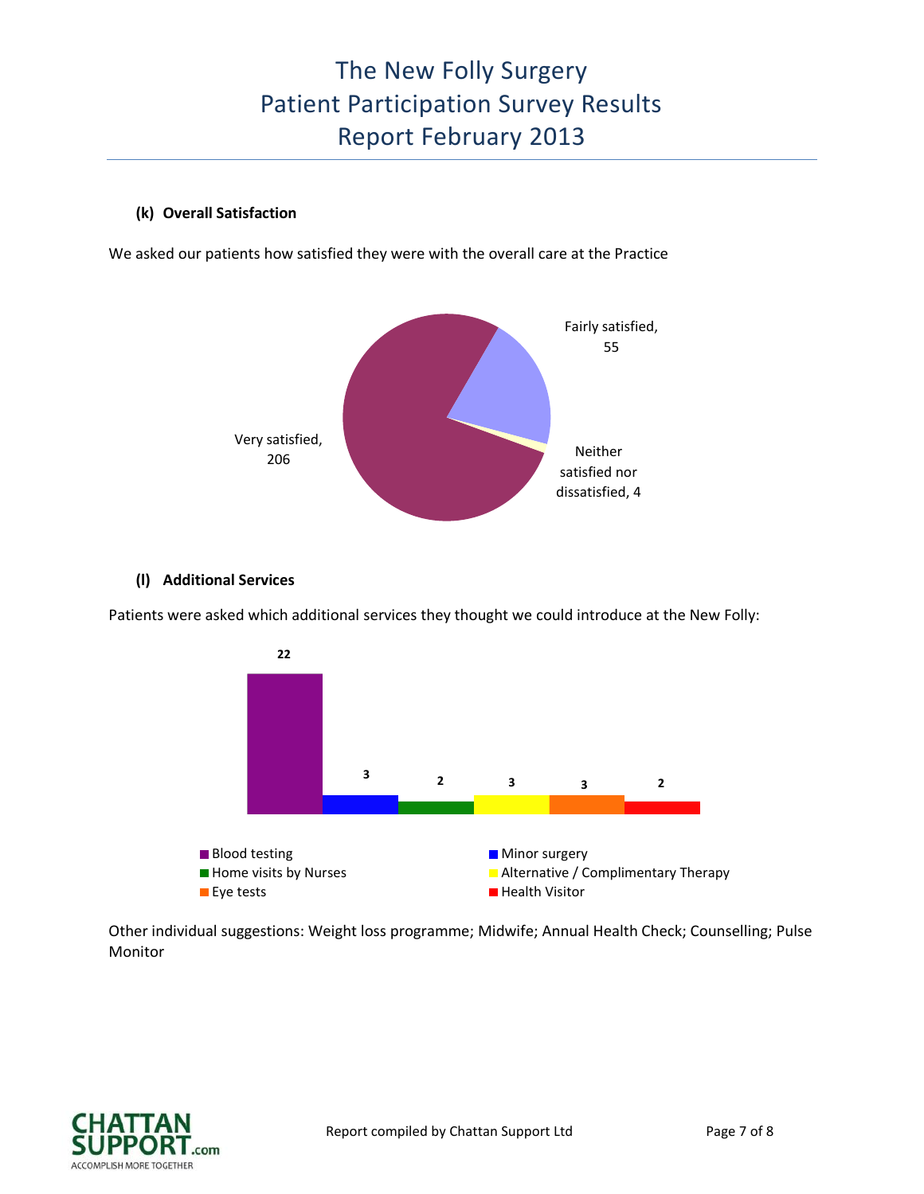**(k) Overall Satisfaction**

We asked our patients how satisfied they were with the overall care at the Practice

Very satisfied, 206

Fairly satisfied, 55

Neither satisfied nor dissatisfied, 4

**(l) Additional Services**

Patients were asked which additional services they thought we could introduce at the New Folly:

| Service | Count |
|---|---|
| Blood testing | 22 |
| Minor surgery | 3 |
| Home visits by Nurses | 2 |
| Alternative / Complimentary Therapy | 3 |
| Eye tests | 3 |
| Health Visitor | 2 |

Other individual suggestions: Weight loss programme; Midwife; Annual Health Check; Counselling; Pulse Monitor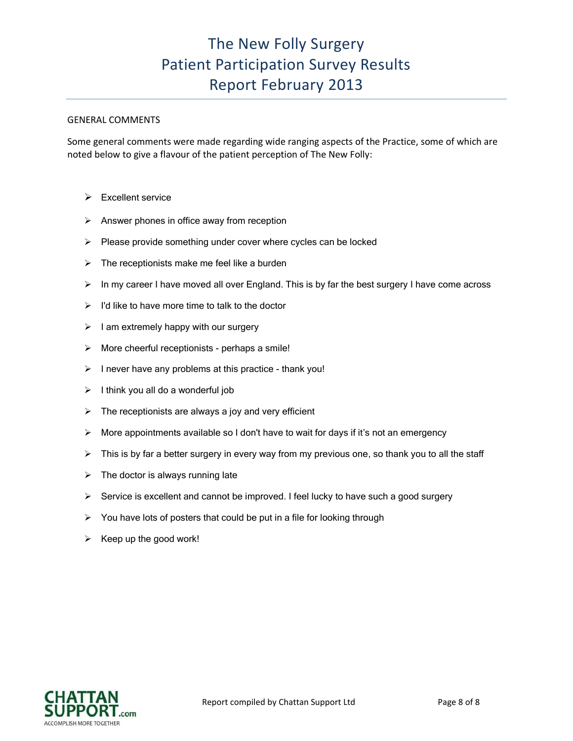# The New Folly Surgery
# Patient Participation Survey Results
# Report February 2013

GENERAL COMMENTS

Some general comments were made regarding wide ranging aspects of the Practice, some of which are noted below to give a flavour of the patient perception of The New Folly:

- Excellent service
- Answer phones in office away from reception
- Please provide something under cover where cycles can be locked
- The receptionists make me feel like a burden
- In my career I have moved all over England. This is by far the best surgery I have come across
- I'd like to have more time to talk to the doctor
- I am extremely happy with our surgery
- More cheerful receptionists - perhaps a smile!
- I never have any problems at this practice - thank you!
- I think you all do a wonderful job
- The receptionists are always a joy and very efficient
- More appointments available so I don't have to wait for days if it's not an emergency
- This is by far a better surgery in every way from my previous one, so thank you to all the staff
- The doctor is always running late
- Service is excellent and cannot be improved. I feel lucky to have such a good surgery
- You have lots of posters that could be put in a file for looking through
- Keep up the good work!